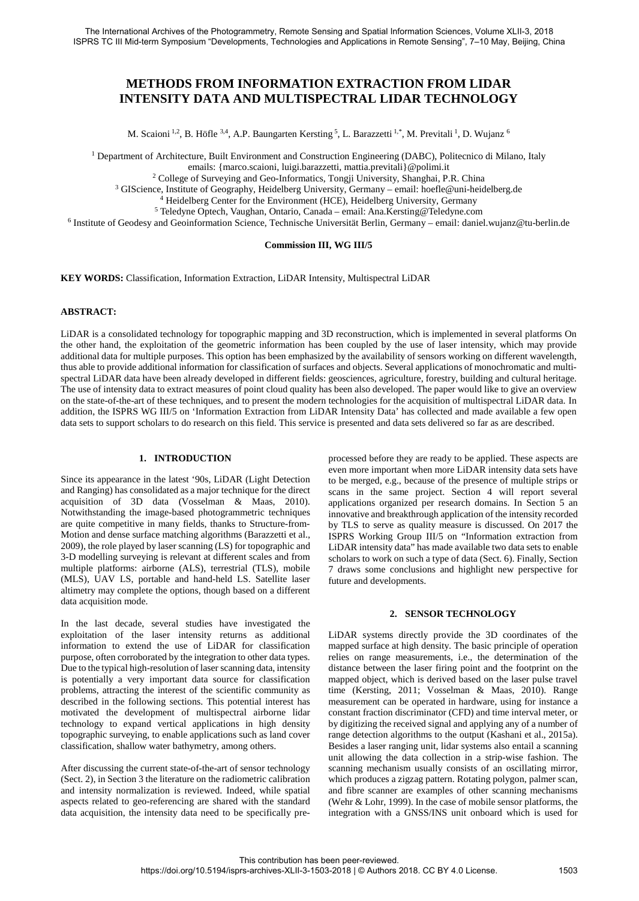# METHODS FROM INFORMATION EXTRACTION FROM LIDAR INTENSITY DATA AND MULTISPECTRAL LIDAR TECHNOLOGY

M. Scaioni [1,2], B. Höfle [3,4], A.P. Baungarten Kersting [5], L. Barazzetti [1,*], M. Previtali [1], D. Wujanz [6]

[1] Department of Architecture, Built Environment and Construction Engineering (DABC), Politecnico di Milano, Italy
emails: {marco.scaioni, luigi.barazzetti, mattia.previtali}@polimi.it
[2] College of Surveying and Geo-Informatics, Tongji University, Shanghai, P.R. China
[3] GIScience, Institute of Geography, Heidelberg University, Germany – email: hoefle@uni-heidelberg.de
[4] Heidelberg Center for the Environment (HCE), Heidelberg University, Germany
[5] Teledyne Optech, Vaughan, Ontario, Canada – email: Ana.Kersting@Teledyne.com
[6] Institute of Geodesy and Geoinformation Science, Technische Universität Berlin, Germany – email: daniel.wujanz@tu-berlin.de

**Commission III, WG III/5**

**KEY WORDS:** Classification, Information Extraction, LiDAR Intensity, Multispectral LiDAR

## ABSTRACT:

LiDAR is a consolidated technology for topographic mapping and 3D reconstruction, which is implemented in several platforms On the other hand, the exploitation of the geometric information has been coupled by the use of laser intensity, which may provide additional data for multiple purposes. This option has been emphasized by the availability of sensors working on different wavelength, thus able to provide additional information for classification of surfaces and objects. Several applications of monochromatic and multi-spectral LiDAR data have been already developed in different fields: geosciences, agriculture, forestry, building and cultural heritage. The use of intensity data to extract measures of point cloud quality has been also developed. The paper would like to give an overview on the state-of-the-art of these techniques, and to present the modern technologies for the acquisition of multispectral LiDAR data. In addition, the ISPRS WG III/5 on 'Information Extraction from LiDAR Intensity Data' has collected and made available a few open data sets to support scholars to do research on this field. This service is presented and data sets delivered so far as are described.

## 1. INTRODUCTION

Since its appearance in the latest '90s, LiDAR (Light Detection and Ranging) has consolidated as a major technique for the direct acquisition of 3D data (Vosselman & Maas, 2010). Notwithstanding the image-based photogrammetric techniques are quite competitive in many fields, thanks to Structure-from-Motion and dense surface matching algorithms (Barazzetti et al., 2009), the role played by laser scanning (LS) for topographic and 3-D modelling surveying is relevant at different scales and from multiple platforms: airborne (ALS), terrestrial (TLS), mobile (MLS), UAV LS, portable and hand-held LS. Satellite laser altimetry may complete the options, though based on a different data acquisition mode.

In the last decade, several studies have investigated the exploitation of the laser intensity returns as additional information to extend the use of LiDAR for classification purpose, often corroborated by the integration to other data types. Due to the typical high-resolution of laser scanning data, intensity is potentially a very important data source for classification problems, attracting the interest of the scientific community as described in the following sections. This potential interest has motivated the development of multispectral airborne lidar technology to expand vertical applications in high density topographic surveying, to enable applications such as land cover classification, shallow water bathymetry, among others.

After discussing the current state-of-the-art of sensor technology (Sect. 2), in Section 3 the literature on the radiometric calibration and intensity normalization is reviewed. Indeed, while spatial aspects related to geo-referencing are shared with the standard data acquisition, the intensity data need to be specifically pre-processed before they are ready to be applied. These aspects are even more important when more LiDAR intensity data sets have to be merged, e.g., because of the presence of multiple strips or scans in the same project. Section 4 will report several applications organized per research domains. In Section 5 an innovative and breakthrough application of the intensity recorded by TLS to serve as quality measure is discussed. On 2017 the ISPRS Working Group III/5 on "Information extraction from LiDAR intensity data" has made available two data sets to enable scholars to work on such a type of data (Sect. 6). Finally, Section 7 draws some conclusions and highlight new perspective for future and developments.

## 2. SENSOR TECHNOLOGY

LiDAR systems directly provide the 3D coordinates of the mapped surface at high density. The basic principle of operation relies on range measurements, i.e., the determination of the distance between the laser firing point and the footprint on the mapped object, which is derived based on the laser pulse travel time (Kersting, 2011; Vosselman & Maas, 2010). Range measurement can be operated in hardware, using for instance a constant fraction discriminator (CFD) and time interval meter, or by digitizing the received signal and applying any of a number of range detection algorithms to the output (Kashani et al., 2015a). Besides a laser ranging unit, lidar systems also entail a scanning unit allowing the data collection in a strip-wise fashion. The scanning mechanism usually consists of an oscillating mirror, which produces a zigzag pattern. Rotating polygon, palmer scan, and fibre scanner are examples of other scanning mechanisms (Wehr & Lohr, 1999). In the case of mobile sensor platforms, the integration with a GNSS/INS unit onboard which is used for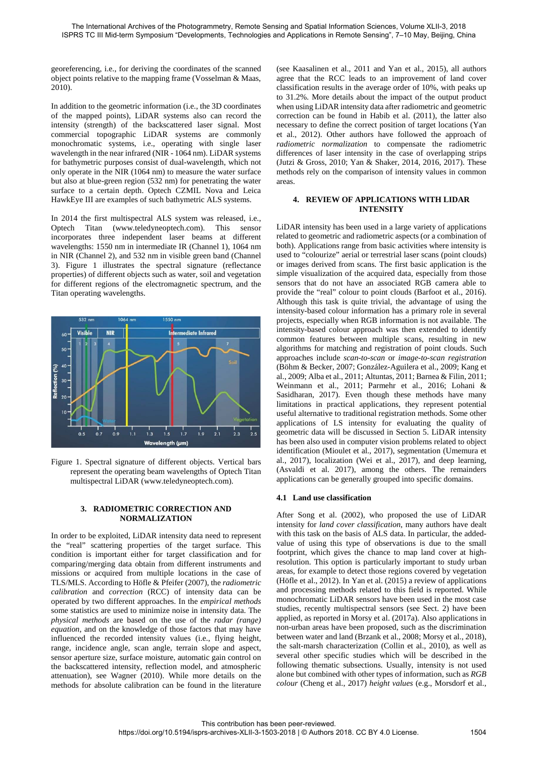georeferencing, i.e., for deriving the coordinates of the scanned object points relative to the mapping frame (Vosselman & Maas, 2010).

In addition to the geometric information (i.e., the 3D coordinates of the mapped points), LiDAR systems also can record the intensity (strength) of the backscattered laser signal. Most commercial topographic LiDAR systems are commonly monochromatic systems, i.e., operating with single laser wavelength in the near infrared (NIR - 1064 nm). LiDAR systems for bathymetric purposes consist of dual-wavelength, which not only operate in the NIR (1064 nm) to measure the water surface but also at blue-green region (532 nm) for penetrating the water surface to a certain depth. Optech CZMIL Nova and Leica HawkEye III are examples of such bathymetric ALS systems.

In 2014 the first multispectral ALS system was released, i.e., Optech Titan (www.teledyneoptech.com). This sensor incorporates three independent laser beams at different wavelengths: 1550 nm in intermediate IR (Channel 1), 1064 nm in NIR (Channel 2), and 532 nm in visible green band (Channel 3). Figure 1 illustrates the spectral signature (reflectance properties) of different objects such as water, soil and vegetation for different regions of the electromagnetic spectrum, and the Titan operating wavelengths.

Figure 1. Spectral signature of different objects. Vertical bars represent the operating beam wavelengths of Optech Titan multispectral LiDAR (www.teledyneoptech.com).

## 3. RADIOMETRIC CORRECTION AND NORMALIZATION

In order to be exploited, LiDAR intensity data need to represent the "real" scattering properties of the target surface. This condition is important either for target classification and for comparing/merging data obtain from different instruments and missions or acquired from multiple locations in the case of TLS/MLS. According to Höfle & Pfeifer (2007), the *radiometric calibration* and *correction* (RCC) of intensity data can be operated by two different approaches. In the *empirical methods* some statistics are used to minimize noise in intensity data. The *physical methods* are based on the use of the *radar (range) equation*, and on the knowledge of those factors that may have influenced the recorded intensity values (i.e., flying height, range, incidence angle, scan angle, terrain slope and aspect, sensor aperture size, surface moisture, automatic gain control on the backscattered intensity, reflection model, and atmospheric attenuation), see Wagner (2010). While more details on the methods for absolute calibration can be found in the literature (see Kaasalinen et al., 2011 and Yan et al., 2015), all authors agree that the RCC leads to an improvement of land cover classification results in the average order of 10%, with peaks up to 31.2%. More details about the impact of the output product when using LiDAR intensity data after radiometric and geometric correction can be found in Habib et al. (2011), the latter also necessary to define the correct position of target locations (Yan et al., 2012). Other authors have followed the approach of *radiometric normalization* to compensate the radiometric differences of laser intensity in the case of overlapping strips (Jutzi & Gross, 2010; Yan & Shaker, 2014, 2016, 2017). These methods rely on the comparison of intensity values in common areas.

## 4. REVIEW OF APPLICATIONS WITH LIDAR INTENSITY

LiDAR intensity has been used in a large variety of applications related to geometric and radiometric aspects (or a combination of both). Applications range from basic activities where intensity is used to "colourize" aerial or terrestrial laser scans (point clouds) or images derived from scans. The first basic application is the simple visualization of the acquired data, especially from those sensors that do not have an associated RGB camera able to provide the "real" colour to point clouds (Barfoot et al., 2016). Although this task is quite trivial, the advantage of using the intensity-based colour information has a primary role in several projects, especially when RGB information is not available. The intensity-based colour approach was then extended to identify common features between multiple scans, resulting in new algorithms for matching and registration of point clouds. Such approaches include *scan-to-scan* or *image-to-scan registration* (Böhm & Becker, 2007; González-Aguilera et al., 2009; Kang et al., 2009; Alba et al., 2011; Altuntas, 2011; Barnea & Filin, 2011; Weinmann et al., 2011; Parmehr et al., 2016; Lohani & Sasidharan, 2017). Even though these methods have many limitations in practical applications, they represent potential useful alternative to traditional registration methods. Some other applications of LS intensity for evaluating the quality of geometric data will be discussed in Section 5. LiDAR intensity has been also used in computer vision problems related to object identification (Mioulet et al., 2017), segmentation (Umemura et al., 2017), localization (Wei et al., 2017), and deep learning, (Asvaldi et al. 2017), among the others. The remainders applications can be generally grouped into specific domains.

### 4.1 Land use classification

After Song et al. (2002), who proposed the use of LiDAR intensity for *land cover classification*, many authors have dealt with this task on the basis of ALS data. In particular, the added-value of using this type of observations is due to the small footprint, which gives the chance to map land cover at high-resolution. This option is particularly important to study urban areas, for example to detect those regions covered by vegetation (Höfle et al., 2012). In Yan et al. (2015) a review of applications and processing methods related to this field is reported. While monochromatic LiDAR sensors have been used in the most case studies, recently multispectral sensors (see Sect. 2) have been applied, as reported in Morsy et al. (2017a). Also applications in non-urban areas have been proposed, such as the discrimination between water and land (Brzank et al., 2008; Morsy et al., 2018), the salt-marsh characterization (Collin et al., 2010), as well as several other specific studies which will be described in the following thematic subsections. Usually, intensity is not used alone but combined with other types of information, such as *RGB colour* (Cheng et al., 2017) *height values* (e.g., Morsdorf et al.,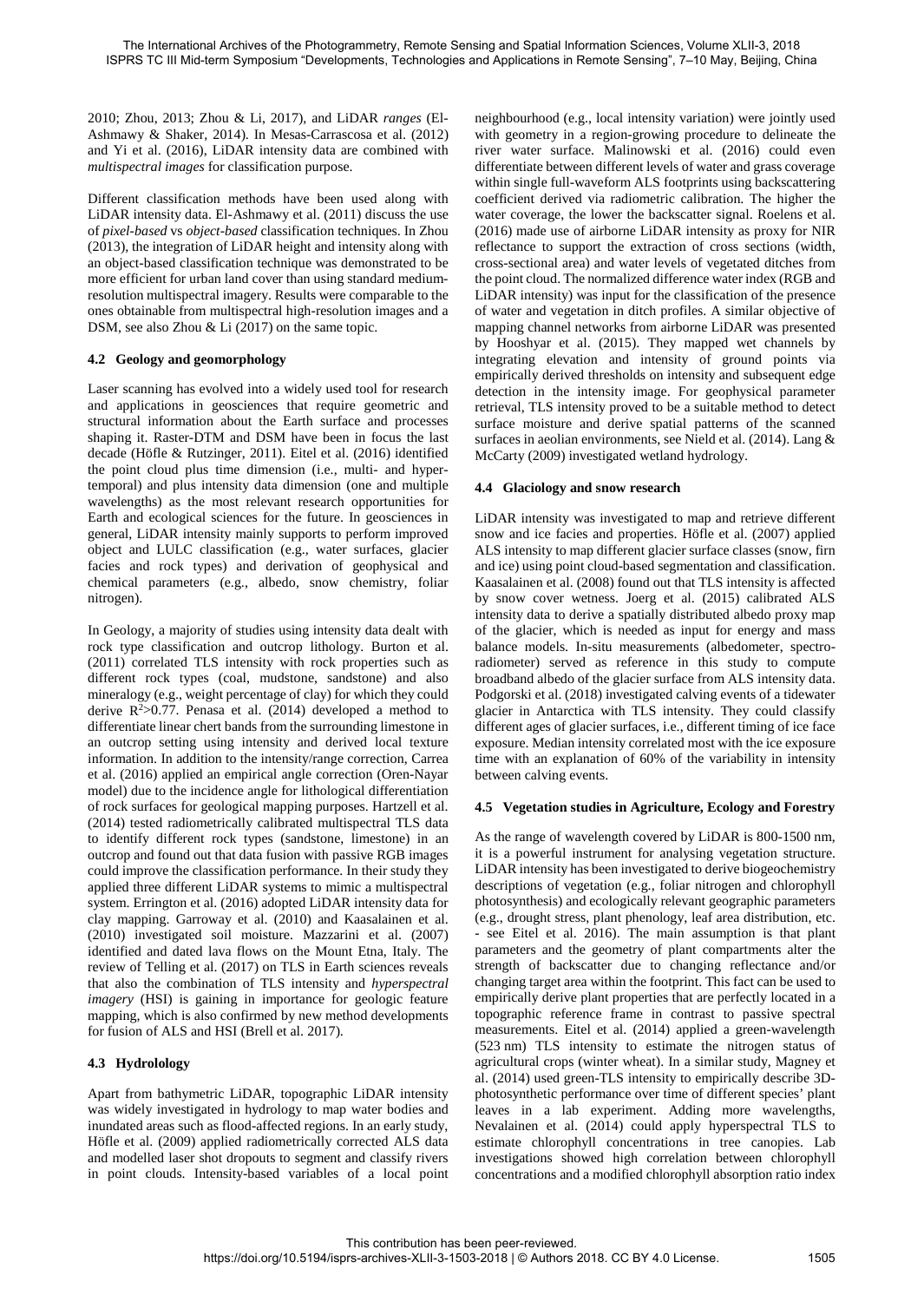2010; Zhou, 2013; Zhou & Li, 2017), and LiDAR *ranges* (El-Ashmawy & Shaker, 2014). In Mesas-Carrascosa et al. (2012) and Yi et al. (2016), LiDAR intensity data are combined with *multispectral images* for classification purpose.

Different classification methods have been used along with LiDAR intensity data. El-Ashmawy et al. (2011) discuss the use of *pixel-based* vs *object-based* classification techniques. In Zhou (2013), the integration of LiDAR height and intensity along with an object-based classification technique was demonstrated to be more efficient for urban land cover than using standard medium-resolution multispectral imagery. Results were comparable to the ones obtainable from multispectral high-resolution images and a DSM, see also Zhou & Li (2017) on the same topic.

### 4.2 Geology and geomorphology

Laser scanning has evolved into a widely used tool for research and applications in geosciences that require geometric and structural information about the Earth surface and processes shaping it. Raster-DTM and DSM have been in focus the last decade (Höfle & Rutzinger, 2011). Eitel et al. (2016) identified the point cloud plus time dimension (i.e., multi- and hyper-temporal) and plus intensity data dimension (one and multiple wavelengths) as the most relevant research opportunities for Earth and ecological sciences for the future. In geosciences in general, LiDAR intensity mainly supports to perform improved object and LULC classification (e.g., water surfaces, glacier facies and rock types) and derivation of geophysical and chemical parameters (e.g., albedo, snow chemistry, foliar nitrogen).

In Geology, a majority of studies using intensity data dealt with rock type classification and outcrop lithology. Burton et al. (2011) correlated TLS intensity with rock properties such as different rock types (coal, mudstone, sandstone) and also mineralogy (e.g., weight percentage of clay) for which they could derive $R^2$>0.77. Penasa et al. (2014) developed a method to differentiate linear chert bands from the surrounding limestone in an outcrop setting using intensity and derived local texture information. In addition to the intensity/range correction, Carrea et al. (2016) applied an empirical angle correction (Oren-Nayar model) due to the incidence angle for lithological differentiation of rock surfaces for geological mapping purposes. Hartzell et al. (2014) tested radiometrically calibrated multispectral TLS data to identify different rock types (sandstone, limestone) in an outcrop and found out that data fusion with passive RGB images could improve the classification performance. In their study they applied three different LiDAR systems to mimic a multispectral system. Errington et al. (2016) adopted LiDAR intensity data for clay mapping. Garroway et al. (2010) and Kaasalainen et al. (2010) investigated soil moisture. Mazzarini et al. (2007) identified and dated lava flows on the Mount Etna, Italy. The review of Telling et al. (2017) on TLS in Earth sciences reveals that also the combination of TLS intensity and *hyperspectral imagery* (HSI) is gaining in importance for geologic feature mapping, which is also confirmed by new method developments for fusion of ALS and HSI (Brell et al. 2017).

### 4.3 Hydrolology

Apart from bathymetric LiDAR, topographic LiDAR intensity was widely investigated in hydrology to map water bodies and inundated areas such as flood-affected regions. In an early study, Höfle et al. (2009) applied radiometrically corrected ALS data and modelled laser shot dropouts to segment and classify rivers in point clouds. Intensity-based variables of a local point neighbourhood (e.g., local intensity variation) were jointly used with geometry in a region-growing procedure to delineate the river water surface. Malinowski et al. (2016) could even differentiate between different levels of water and grass coverage within single full-waveform ALS footprints using backscattering coefficient derived via radiometric calibration. The higher the water coverage, the lower the backscatter signal. Roelens et al. (2016) made use of airborne LiDAR intensity as proxy for NIR reflectance to support the extraction of cross sections (width, cross-sectional area) and water levels of vegetated ditches from the point cloud. The normalized difference water index (RGB and LiDAR intensity) was input for the classification of the presence of water and vegetation in ditch profiles. A similar objective of mapping channel networks from airborne LiDAR was presented by Hooshyar et al. (2015). They mapped wet channels by integrating elevation and intensity of ground points via empirically derived thresholds on intensity and subsequent edge detection in the intensity image. For geophysical parameter retrieval, TLS intensity proved to be a suitable method to detect surface moisture and derive spatial patterns of the scanned surfaces in aeolian environments, see Nield et al. (2014). Lang & McCarty (2009) investigated wetland hydrology.

### 4.4 Glaciology and snow research

LiDAR intensity was investigated to map and retrieve different snow and ice facies and properties. Höfle et al. (2007) applied ALS intensity to map different glacier surface classes (snow, firn and ice) using point cloud-based segmentation and classification. Kaasalainen et al. (2008) found out that TLS intensity is affected by snow cover wetness. Joerg et al. (2015) calibrated ALS intensity data to derive a spatially distributed albedo proxy map of the glacier, which is needed as input for energy and mass balance models. In-situ measurements (albedometer, spectro-radiometer) served as reference in this study to compute broadband albedo of the glacier surface from ALS intensity data. Podgorski et al. (2018) investigated calving events of a tidewater glacier in Antarctica with TLS intensity. They could classify different ages of glacier surfaces, i.e., different timing of ice face exposure. Median intensity correlated most with the ice exposure time with an explanation of 60% of the variability in intensity between calving events.

### 4.5 Vegetation studies in Agriculture, Ecology and Forestry

As the range of wavelength covered by LiDAR is 800-1500 nm, it is a powerful instrument for analysing vegetation structure. LiDAR intensity has been investigated to derive biogeochemistry descriptions of vegetation (e.g., foliar nitrogen and chlorophyll photosynthesis) and ecologically relevant geographic parameters (e.g., drought stress, plant phenology, leaf area distribution, etc. - see Eitel et al. 2016). The main assumption is that plant parameters and the geometry of plant compartments alter the strength of backscatter due to changing reflectance and/or changing target area within the footprint. This fact can be used to empirically derive plant properties that are perfectly located in a topographic reference frame in contrast to passive spectral measurements. Eitel et al. (2014) applied a green-wavelength (523 nm) TLS intensity to estimate the nitrogen status of agricultural crops (winter wheat). In a similar study, Magney et al. (2014) used green-TLS intensity to empirically describe 3D-photosynthetic performance over time of different species' plant leaves in a lab experiment. Adding more wavelengths, Nevalainen et al. (2014) could apply hyperspectral TLS to estimate chlorophyll concentrations in tree canopies. Lab investigations showed high correlation between chlorophyll concentrations and a modified chlorophyll absorption ratio index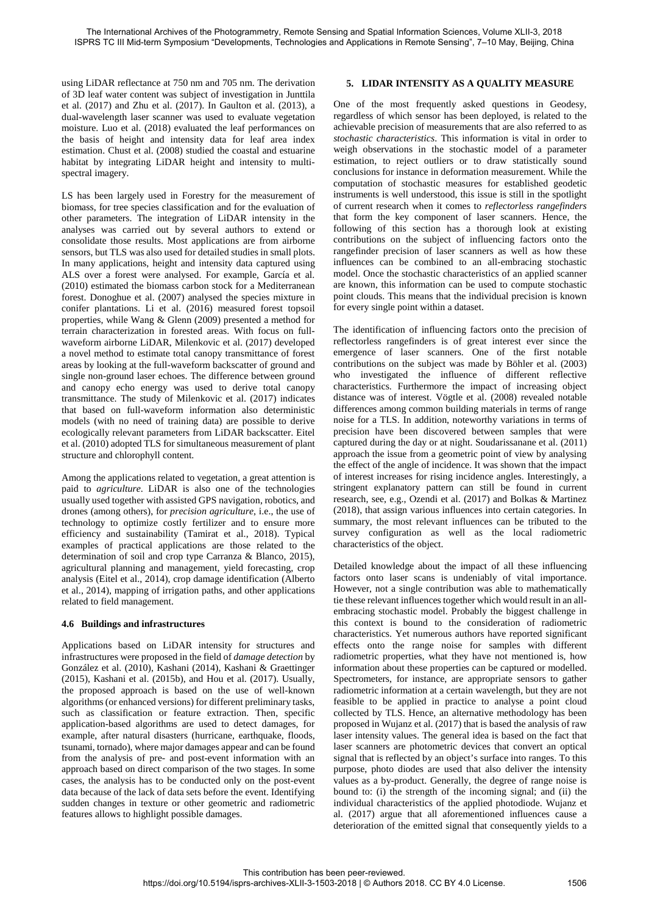using LiDAR reflectance at 750 nm and 705 nm. The derivation of 3D leaf water content was subject of investigation in Junttila et al. (2017) and Zhu et al. (2017). In Gaulton et al. (2013), a dual-wavelength laser scanner was used to evaluate vegetation moisture. Luo et al. (2018) evaluated the leaf performances on the basis of height and intensity data for leaf area index estimation. Chust et al. (2008) studied the coastal and estuarine habitat by integrating LiDAR height and intensity to multi-spectral imagery.

LS has been largely used in Forestry for the measurement of biomass, for tree species classification and for the evaluation of other parameters. The integration of LiDAR intensity in the analyses was carried out by several authors to extend or consolidate those results. Most applications are from airborne sensors, but TLS was also used for detailed studies in small plots. In many applications, height and intensity data captured using ALS over a forest were analysed. For example, García et al. (2010) estimated the biomass carbon stock for a Mediterranean forest. Donoghue et al. (2007) analysed the species mixture in conifer plantations. Li et al. (2016) measured forest topsoil properties, while Wang & Glenn (2009) presented a method for terrain characterization in forested areas. With focus on full-waveform airborne LiDAR, Milenkovic et al. (2017) developed a novel method to estimate total canopy transmittance of forest areas by looking at the full-waveform backscatter of ground and single non-ground laser echoes. The difference between ground and canopy echo energy was used to derive total canopy transmittance. The study of Milenkovic et al. (2017) indicates that based on full-waveform information also deterministic models (with no need of training data) are possible to derive ecologically relevant parameters from LiDAR backscatter. Eitel et al. (2010) adopted TLS for simultaneous measurement of plant structure and chlorophyll content.

Among the applications related to vegetation, a great attention is paid to *agriculture*. LiDAR is also one of the technologies usually used together with assisted GPS navigation, robotics, and drones (among others), for *precision agriculture*, i.e., the use of technology to optimize costly fertilizer and to ensure more efficiency and sustainability (Tamirat et al., 2018). Typical examples of practical applications are those related to the determination of soil and crop type Carranza & Blanco, 2015), agricultural planning and management, yield forecasting, crop analysis (Eitel et al., 2014), crop damage identification (Alberto et al., 2014), mapping of irrigation paths, and other applications related to field management.

### 4.6 Buildings and infrastructures

Applications based on LiDAR intensity for structures and infrastructures were proposed in the field of *damage detection* by González et al. (2010), Kashani (2014), Kashani & Graettinger (2015), Kashani et al. (2015b), and Hou et al. (2017). Usually, the proposed approach is based on the use of well-known algorithms (or enhanced versions) for different preliminary tasks, such as classification or feature extraction. Then, specific application-based algorithms are used to detect damages, for example, after natural disasters (hurricane, earthquake, floods, tsunami, tornado), where major damages appear and can be found from the analysis of pre- and post-event information with an approach based on direct comparison of the two stages. In some cases, the analysis has to be conducted only on the post-event data because of the lack of data sets before the event. Identifying sudden changes in texture or other geometric and radiometric features allows to highlight possible damages.

## 5. LIDAR INTENSITY AS A QUALITY MEASURE

One of the most frequently asked questions in Geodesy, regardless of which sensor has been deployed, is related to the achievable precision of measurements that are also referred to as *stochastic characteristics*. This information is vital in order to weigh observations in the stochastic model of a parameter estimation, to reject outliers or to draw statistically sound conclusions for instance in deformation measurement. While the computation of stochastic measures for established geodetic instruments is well understood, this issue is still in the spotlight of current research when it comes to *reflectorless rangefinders* that form the key component of laser scanners. Hence, the following of this section has a thorough look at existing contributions on the subject of influencing factors onto the rangefinder precision of laser scanners as well as how these influences can be combined to an all-embracing stochastic model. Once the stochastic characteristics of an applied scanner are known, this information can be used to compute stochastic point clouds. This means that the individual precision is known for every single point within a dataset.

The identification of influencing factors onto the precision of reflectorless rangefinders is of great interest ever since the emergence of laser scanners. One of the first notable contributions on the subject was made by Böhler et al. (2003) who investigated the influence of different reflective characteristics. Furthermore the impact of increasing object distance was of interest. Vögtle et al. (2008) revealed notable differences among common building materials in terms of range noise for a TLS. In addition, noteworthy variations in terms of precision have been discovered between samples that were captured during the day or at night. Soudarissanane et al. (2011) approach the issue from a geometric point of view by analysing the effect of the angle of incidence. It was shown that the impact of interest increases for rising incidence angles. Interestingly, a stringent explanatory pattern can still be found in current research, see, e.g., Ozendi et al. (2017) and Bolkas & Martinez (2018), that assign various influences into certain categories. In summary, the most relevant influences can be tributed to the survey configuration as well as the local radiometric characteristics of the object.

Detailed knowledge about the impact of all these influencing factors onto laser scans is undeniably of vital importance. However, not a single contribution was able to mathematically tie these relevant influences together which would result in an all-embracing stochastic model. Probably the biggest challenge in this context is bound to the consideration of radiometric characteristics. Yet numerous authors have reported significant effects onto the range noise for samples with different radiometric properties, what they have not mentioned is, how information about these properties can be captured or modelled. Spectrometers, for instance, are appropriate sensors to gather radiometric information at a certain wavelength, but they are not feasible to be applied in practice to analyse a point cloud collected by TLS. Hence, an alternative methodology has been proposed in Wujanz et al. (2017) that is based the analysis of raw laser intensity values. The general idea is based on the fact that laser scanners are photometric devices that convert an optical signal that is reflected by an object's surface into ranges. To this purpose, photo diodes are used that also deliver the intensity values as a by-product. Generally, the degree of range noise is bound to: (i) the strength of the incoming signal; and (ii) the individual characteristics of the applied photodiode. Wujanz et al. (2017) argue that all aforementioned influences cause a deterioration of the emitted signal that consequently yields to a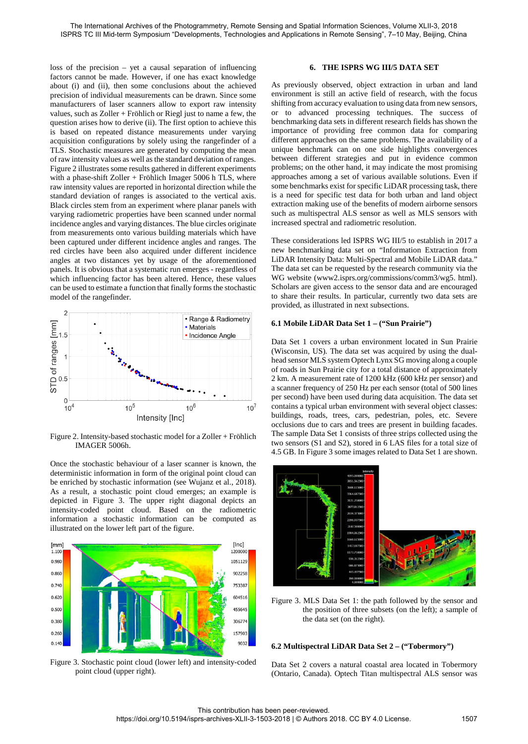loss of the precision – yet a causal separation of influencing factors cannot be made. However, if one has exact knowledge about (i) and (ii), then some conclusions about the achieved precision of individual measurements can be drawn. Since some manufacturers of laser scanners allow to export raw intensity values, such as Zoller + Fröhlich or Riegl just to name a few, the question arises how to derive (ii). The first option to achieve this is based on repeated distance measurements under varying acquisition configurations by solely using the rangefinder of a TLS. Stochastic measures are generated by computing the mean of raw intensity values as well as the standard deviation of ranges. Figure 2 illustrates some results gathered in different experiments with a phase-shift Zoller + Fröhlich Imager 5006 h TLS, where raw intensity values are reported in horizontal direction while the standard deviation of ranges is associated to the vertical axis. Black circles stem from an experiment where planar panels with varying radiometric properties have been scanned under normal incidence angles and varying distances. The blue circles originate from measurements onto various building materials which have been captured under different incidence angles and ranges. The red circles have been also acquired under different incidence angles at two distances yet by usage of the aforementioned panels. It is obvious that a systematic run emerges - regardless of which influencing factor has been altered. Hence, these values can be used to estimate a function that finally forms the stochastic model of the rangefinder.

Figure 2. Intensity-based stochastic model for a Zoller + Fröhlich IMAGER 5006h.

Once the stochastic behaviour of a laser scanner is known, the deterministic information in form of the original point cloud can be enriched by stochastic information (see Wujanz et al., 2018). As a result, a stochastic point cloud emerges; an example is depicted in Figure 3. The upper right diagonal depicts an intensity-coded point cloud. Based on the radiometric information a stochastic information can be computed as illustrated on the lower left part of the figure.

Figure 3. Stochastic point cloud (lower left) and intensity-coded point cloud (upper right).

## 6. THE ISPRS WG III/5 DATA SET

As previously observed, object extraction in urban and land environment is still an active field of research, with the focus shifting from accuracy evaluation to using data from new sensors, or to advanced processing techniques. The success of benchmarking data sets in different research fields has shown the importance of providing free common data for comparing different approaches on the same problems. The availability of a unique benchmark can on one side highlights convergences between different strategies and put in evidence common problems; on the other hand, it may indicate the most promising approaches among a set of various available solutions. Even if some benchmarks exist for specific LiDAR processing task, there is a need for specific test data for both urban and land object extraction making use of the benefits of modern airborne sensors such as multispectral ALS sensor as well as MLS sensors with increased spectral and radiometric resolution.

These considerations led ISPRS WG III/5 to establish in 2017 a new benchmarking data set on "Information Extraction from LiDAR Intensity Data: Multi-Spectral and Mobile LiDAR data." The data set can be requested by the research community via the WG website (www2.isprs.org/commissions/comm3/wg5. html). Scholars are given access to the sensor data and are encouraged to share their results. In particular, currently two data sets are provided, as illustrated in next subsections.

### 6.1 Mobile LiDAR Data Set 1 – ("Sun Prairie")

Data Set 1 covers a urban environment located in Sun Prairie (Wisconsin, US). The data set was acquired by using the dual-head sensor MLS system Optech Lynx SG moving along a couple of roads in Sun Prairie city for a total distance of approximately 2 km. A measurement rate of 1200 kHz (600 kHz per sensor) and a scanner frequency of 250 Hz per each sensor (total of 500 lines per second) have been used during data acquisition. The data set contains a typical urban environment with several object classes: buildings, roads, trees, cars, pedestrian, poles, etc. Severe occlusions due to cars and trees are present in building facades. The sample Data Set 1 consists of three strips collected using the two sensors (S1 and S2), stored in 6 LAS files for a total size of 4.5 GB. In Figure 3 some images related to Data Set 1 are shown.

Figure 3. MLS Data Set 1: the path followed by the sensor and the position of three subsets (on the left); a sample of the data set (on the right).

### 6.2 Multispectral LiDAR Data Set 2 – ("Tobermory")

Data Set 2 covers a natural coastal area located in Tobermory (Ontario, Canada). Optech Titan multispectral ALS sensor was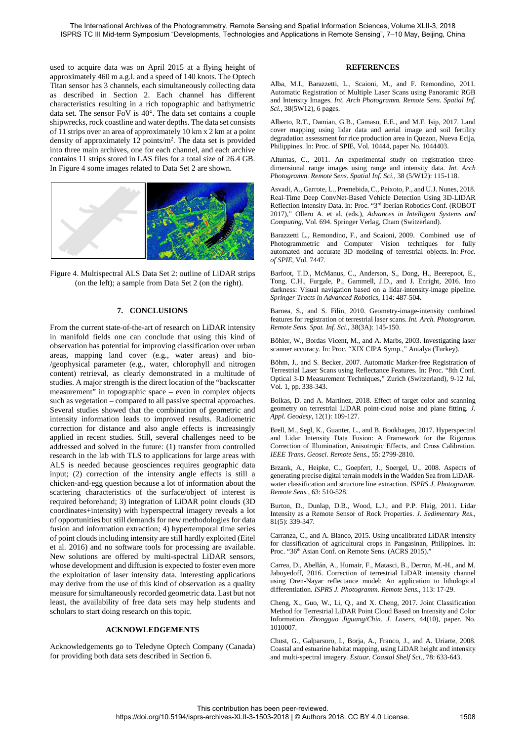used to acquire data was on April 2015 at a flying height of approximately 460 m a.g.l. and a speed of 140 knots. The Optech Titan sensor has 3 channels, each simultaneously collecting data as described in Section 2. Each channel has different characteristics resulting in a rich topographic and bathymetric data set. The sensor FoV is 40°. The data set contains a couple shipwrecks, rock coastline and water depths. The data set consists of 11 strips over an area of approximately 10 km x 2 km at a point density of approximately 12 points/m$^2$. The data set is provided into three main archives, one for each channel, and each archive contains 11 strips stored in LAS files for a total size of 26.4 GB. In Figure 4 some images related to Data Set 2 are shown.

Figure 4. Multispectral ALS Data Set 2: outline of LiDAR strips (on the left); a sample from Data Set 2 (on the right).

## 7. CONCLUSIONS

From the current state-of-the-art of research on LiDAR intensity in manifold fields one can conclude that using this kind of observation has potential for improving classification over urban areas, mapping land cover (e.g., water areas) and bio-/geophysical parameter (e.g., water, chlorophyll and nitrogen content) retrieval, as clearly demonstrated in a multitude of studies. A major strength is the direct location of the "backscatter measurement" in topographic space – even in complex objects such as vegetation – compared to all passive spectral approaches. Several studies showed that the combination of geometric and intensity information leads to improved results. Radiometric correction for distance and also angle effects is increasingly applied in recent studies. Still, several challenges need to be addressed and solved in the future: (1) transfer from controlled research in the lab with TLS to applications for large areas with ALS is needed because geosciences requires geographic data input; (2) correction of the intensity angle effects is still a chicken-and-egg question because a lot of information about the scattering characteristics of the surface/object of interest is required beforehand; 3) integration of LiDAR point clouds (3D coordinates+intensity) with hyperspectral imagery reveals a lot of opportunities but still demands for new methodologies for data fusion and information extraction; 4) hypertemporal time series of point clouds including intensity are still hardly exploited (Eitel et al. 2016) and no software tools for processing are available. New solutions are offered by multi-spectral LiDAR sensors, whose development and diffusion is expected to foster even more the exploitation of laser intensity data. Interesting applications may derive from the use of this kind of observation as a quality measure for simultaneously recorded geometric data. Last but not least, the availability of free data sets may help students and scholars to start doing research on this topic.

## ACKNOWLEDGEMENTS

Acknowledgements go to Teledyne Optech Company (Canada) for providing both data sets described in Section 6.

## REFERENCES

Alba, M.I., Barazzetti, L., Scaioni, M., and F. Remondino, 2011. Automatic Registration of Multiple Laser Scans using Panoramic RGB and Intensity Images. *Int. Arch Photogramm. Remote Sens. Spatial Inf. Sci.*, 38(5W12), 6 pages.

Alberto, R.T., Damian, G.B., Camaso, E.E., and M.F. Isip, 2017. Land cover mapping using lidar data and aerial image and soil fertility degradation assessment for rice production area in Quezon, Nueva Ecija, Philippines. In: Proc. of SPIE, Vol. 10444, paper No. 1044403.

Altuntas, C., 2011. An experimental study on registration three-dimensional range images using range and intensity data. *Int. Arch Photogramm. Remote Sens. Spatial Inf. Sci.*, 38 (5/W12): 115-118.

Asvadi, A., Garrote, L., Premebida, C., Peixoto, P., and U.J. Nunes, 2018. Real-Time Deep ConvNet-Based Vehicle Detection Using 3D-LIDAR Reflection Intensity Data. In: Proc. "3rd Iberian Robotics Conf. (ROBOT 2017)," Ollero A. et al. (eds.), *Advances in Intelligent Systems and Computing*, Vol. 694. Springer Verlag, Cham (Switzerland).

Barazzetti L., Remondino, F., and Scaioni, 2009. Combined use of Photogrammetric and Computer Vision techniques for fully automated and accurate 3D modeling of terrestrial objects. In: *Proc. of SPIE*, Vol. 7447.

Barfoot, T.D., McManus, C., Anderson, S., Dong, H., Beerepoot, E., Tong, C.H., Furgale, P., Gammell, J.D., and J. Enright, 2016. Into darkness: Visual navigation based on a lidar-intensity-image pipeline. *Springer Tracts in Advanced Robotics*, 114: 487-504.

Barnea, S., and S. Filin, 2010. Geometry-image-intensity combined features for registration of terrestrial laser scans. *Int. Arch. Photogramm. Remote Sens. Spat. Inf. Sci*., 38(3A): 145-150.

Böhler, W., Bordas Vicent, M., and A. Marbs, 2003. Investigating laser scanner accuracy. In: Proc. "XIX CIPA Symp.," Antalya (Turkey).

Böhm, J., and S. Becker, 2007. Automatic Marker-free Registration of Terrestrial Laser Scans using Reflectance Features. In: Proc. "8th Conf. Optical 3-D Measurement Techniques," Zurich (Switzerland), 9-12 Jul, Vol. 1, pp. 338-343.

Bolkas, D. and A. Martinez, 2018. Effect of target color and scanning geometry on terrestrial LiDAR point-cloud noise and plane fitting. *J. Appl. Geodesy*, 12(1): 109-127.

Brell, M., Segl, K., Guanter, L., and B. Bookhagen, 2017. Hyperspectral and Lidar Intensity Data Fusion: A Framework for the Rigorous Correction of Illumination, Anisotropic Effects, and Cross Calibration. *IEEE Trans. Geosci. Remote Sens.*, 55: 2799-2810.

Brzank, A., Heipke, C., Goepfert, J., Soergel, U., 2008. Aspects of generating precise digital terrain models in the Wadden Sea from LiDAR-water classification and structure line extraction. *ISPRS J. Photogramm. Remote Sens.*, 63: 510-528.

Burton, D., Dunlap, D.B., Wood, L.J., and P.P. Flaig, 2011. Lidar Intensity as a Remote Sensor of Rock Properties. *J. Sedimentary Res*., 81(5): 339-347.

Carranza, C., and A. Blanco, 2015. Using uncalibrated LiDAR intensity for classification of agricultural crops in Pangasinan, Philippines. In: Proc. "36th Asian Conf. on Remote Sens. (ACRS 2015)."

Carrea, D., Abellán, A., Humair, F., Matasci, B., Derron, M.-H., and M. Jaboyedoff, 2016. Correction of terrestrial LiDAR intensity channel using Oren-Nayar reflectance model: An application to lithological differentiation. *ISPRS J. Photogramm. Remote Sens.*, 113: 17-29.

Cheng, X., Guo, W., Li, Q., and X. Cheng, 2017. Joint Classification Method for Terrestrial LiDAR Point Cloud Based on Intensity and Color Information. *Zhongguo Jiguang/Chin. J. Lasers*, 44(10), paper. No. 1010007.

Chust, G., Galparsoro, I., Borja, A., Franco, J., and A. Uriarte, 2008. Coastal and estuarine habitat mapping, using LiDAR height and intensity and multi-spectral imagery. *Estuar. Coastal Shelf Sci*., 78: 633-643.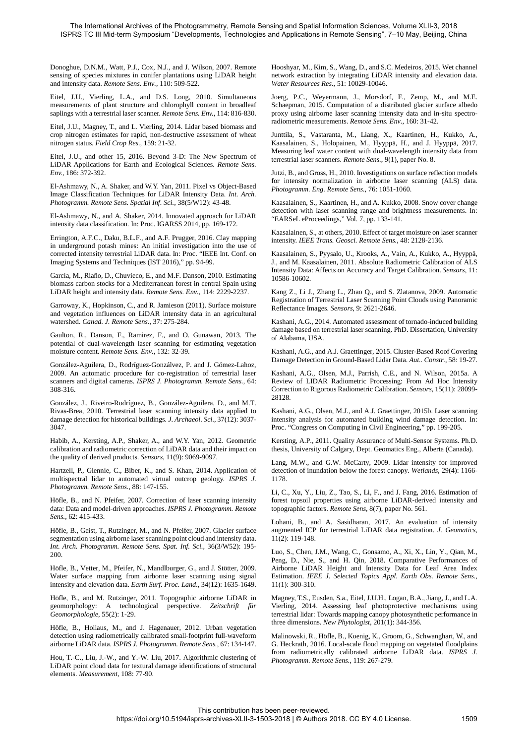Donoghue, D.N.M., Watt, P.J., Cox, N.J., and J. Wilson, 2007. Remote sensing of species mixtures in conifer plantations using LiDAR height and intensity data. *Remote Sens. Env.*, 110: 509-522.

Eitel, J.U., Vierling, L.A., and D.S. Long, 2010. Simultaneous measurements of plant structure and chlorophyll content in broadleaf saplings with a terrestrial laser scanner. *Remote Sens. Env.*, 114: 816-830.

Eitel, J.U., Magney, T., and L. Vierling, 2014. Lidar based biomass and crop nitrogen estimates for rapid, non-destructive assessment of wheat nitrogen status. *Field Crop Res.*, 159: 21-32.

Eitel, J.U., and other 15, 2016. Beyond 3-D: The New Spectrum of LiDAR Applications for Earth and Ecological Sciences. *Remote Sens. Env.*, 186: 372-392.

El-Ashmawy, N., A. Shaker, and W.Y. Yan, 2011. Pixel vs Object-Based Image Classification Techniques for LiDAR Intensity Data. *Int. Arch. Photogramm. Remote Sens. Spatial Inf. Sci.*, 38(5/W12): 43-48.

El-Ashmawy, N., and A. Shaker, 2014. Innovated approach for LiDAR intensity data classification. In: Proc. IGARSS 2014, pp. 169-172.

Errington, A.F.C., Daku, B.L.F., and A.F. Prugger, 2016. Clay mapping in underground potash mines: An initial investigation into the use of corrected intensity terrestrial LiDAR data. In: Proc. "IEEE Int. Conf. on Imaging Systems and Techniques (IST 2016)," pp. 94-99.

García, M., Riaño, D., Chuvieco, E., and M.F. Danson, 2010. Estimating biomass carbon stocks for a Mediterranean forest in central Spain using LiDAR height and intensity data. *Remote Sens. Env.*, 114: 2229-2237.

Garroway, K., Hopkinson, C., and R. Jamieson (2011). Surface moisture and vegetation influences on LiDAR intensity data in an agricultural watershed. *Canad. J. Remote Sens.*, 37: 275-284.

Gaulton, R., Danson, F., Ramirez, F., and O. Gunawan, 2013. The potential of dual-wavelength laser scanning for estimating vegetation moisture content. *Remote Sens. Env.*, 132: 32-39.

González-Aguilera, D., Rodríguez-Gonzálvez, P. and J. Gómez-Lahoz, 2009. An automatic procedure for co-registration of terrestrial laser scanners and digital cameras. *ISPRS J. Photogramm. Remote Sens.*, 64: 308-316.

González, J., Riveiro-Rodríguez, B., González-Aguilera, D., and M.T. Rivas-Brea, 2010. Terrestrial laser scanning intensity data applied to damage detection for historical buildings. *J. Archaeol. Sci.*, 37(12): 3037-3047.

Habib, A., Kersting, A.P., Shaker, A., and W.Y. Yan, 2012. Geometric calibration and radiometric correction of LiDAR data and their impact on the quality of derived products. *Sensors*, 11(9): 9069-9097.

Hartzell, P., Glennie, C., Biber, K., and S. Khan, 2014. Application of multispectral lidar to automated virtual outcrop geology. *ISPRS J. Photogramm. Remote Sens.*, 88: 147-155.

Höfle, B., and N. Pfeifer, 2007. Correction of laser scanning intensity data: Data and model-driven approaches. *ISPRS J. Photogramm. Remote Sens.*, 62: 415-433.

Höfle, B., Geist, T., Rutzinger, M., and N. Pfeifer, 2007. Glacier surface segmentation using airborne laser scanning point cloud and intensity data. *Int. Arch. Photogramm. Remote Sens. Spat. Inf. Sci.*, 36(3/W52): 195-200.

Höfle, B., Vetter, M., Pfeifer, N., Mandlburger, G., and J. Stötter, 2009. Water surface mapping from airborne laser scanning using signal intensity and elevation data. *Earth Surf. Proc. Land.*, 34(12): 1635-1649.

Höfle, B., and M. Rutzinger, 2011. Topographic airborne LiDAR in geomorphology: A technological perspective. *Zeitschrift für Geomorphologie*, 55(2): 1-29.

Höfle, B., Hollaus, M., and J. Hagenauer, 2012. Urban vegetation detection using radiometrically calibrated small-footprint full-waveform airborne LiDAR data. *ISPRS J. Photogramm. Remote Sens.*, 67: 134-147.

Hou, T.-C., Liu, J.-W., and Y.-W. Liu, 2017. Algorithmic clustering of LiDAR point cloud data for textural damage identifications of structural elements. *Measurement*, 108: 77-90.

Hooshyar, M., Kim, S., Wang, D., and S.C. Medeiros, 2015. Wet channel network extraction by integrating LiDAR intensity and elevation data. *Water Resources Res.*, 51: 10029-10046.

Joerg, P.C., Weyermann, J., Morsdorf, F., Zemp, M., and M.E. Schaepman, 2015. Computation of a distributed glacier surface albedo proxy using airborne laser scanning intensity data and in-situ spectro-radiometric measurements. *Remote Sens. Env.*, 160: 31-42.

Junttila, S., Vastaranta, M., Liang, X., Kaartinen, H., Kukko, A., Kaasalainen, S., Holopainen, M., Hyyppä, H., and J. Hyyppä, 2017. Measuring leaf water content with dual-wavelength intensity data from terrestrial laser scanners. *Remote Sens.*, 9(1), paper No. 8.

Jutzi, B., and Gross, H., 2010. Investigations on surface reflection models for intensity normalization in airborne laser scanning (ALS) data. *Photogramm. Eng. Remote Sens.*, 76: 1051-1060.

Kaasalainen, S., Kaartinen, H., and A. Kukko, 2008. Snow cover change detection with laser scanning range and brightness measurements. In: "EARSeL eProceedings," Vol. 7, pp. 133-141.

Kaasalainen, S., at others, 2010. Effect of target moisture on laser scanner intensity. *IEEE Trans. Geosci. Remote Sens.*, 48: 2128-2136.

Kaasalainen, S., Pyysalo, U., Krooks, A., Vain, A., Kukko, A., Hyyppä, J., and M. Kaasalainen, 2011. Absolute Radiometric Calibration of ALS Intensity Data: Affects on Accuracy and Target Calibration. *Sensors*, 11: 10586-10602.

Kang Z., Li J., Zhang L., Zhao Q., and S. Zlatanova, 2009. Automatic Registration of Terrestrial Laser Scanning Point Clouds using Panoramic Reflectance Images. *Sensors*, 9: 2621-2646.

Kashani, A.G., 2014. Automated assessment of tornado-induced building damage based on terrestrial laser scanning. PhD. Dissertation, University of Alabama, USA.

Kashani, A.G., and A.J. Graettinger, 2015. Cluster-Based Roof Covering Damage Detection in Ground-Based Lidar Data. *Aut.. Constr.*, 58: 19-27.

Kashani, A.G., Olsen, M.J., Parrish, C.E., and N. Wilson, 2015a. A Review of LIDAR Radiometric Processing: From Ad Hoc Intensity Correction to Rigorous Radiometric Calibration. *Sensors*, 15(11): 28099-28128.

Kashani, A.G., Olsen, M.J., and A.J. Graettinger, 2015b. Laser scanning intensity analysis for automated building wind damage detection. In: Proc. "Congress on Computing in Civil Engineering," pp. 199-205.

Kersting, A.P., 2011. Quality Assurance of Multi-Sensor Systems. Ph.D. thesis, University of Calgary, Dept. Geomatics Eng., Alberta (Canada).

Lang, M.W., and G.W. McCarty, 2009. Lidar intensity for improved detection of inundation below the forest canopy. *Wetlands*, 29(4): 1166-1178.

Li, C., Xu, Y., Liu, Z., Tao, S., Li, F., and J. Fang, 2016. Estimation of forest topsoil properties using airborne LiDAR-derived intensity and topographic factors. *Remote Sens*, 8(7), paper No. 561.

Lohani, B., and A. Sasidharan, 2017. An evaluation of intensity augmented ICP for terrestrial LiDAR data registration. *J. Geomatics*, 11(2): 119-148.

Luo, S., Chen, J.M., Wang, C., Gonsamo, A., Xi, X., Lin, Y., Qian, M., Peng, D., Nie, S., and H. Qin, 2018. Comparative Performances of Airborne LiDAR Height and Intensity Data for Leaf Area Index Estimation. *IEEE J. Selected Topics Appl. Earth Obs. Remote Sens.*, 11(1): 300-310.

Magney, T.S., Eusden, S.a., Eitel, J.U.H., Logan, B.A., Jiang, J., and L.A. Vierling, 2014. Assessing leaf photoprotective mechanisms using terrestrial lidar: Towards mapping canopy photosynthetic performance in three dimensions. *New Phytologist*, 201(1): 344-356.

Malinowski, R., Höfle, B., Koenig, K., Groom, G., Schwanghart, W., and G. Heckrath, 2016. Local-scale flood mapping on vegetated floodplains from radiometrically calibrated airborne LiDAR data. *ISPRS J. Photogramm. Remote Sens.*, 119: 267-279.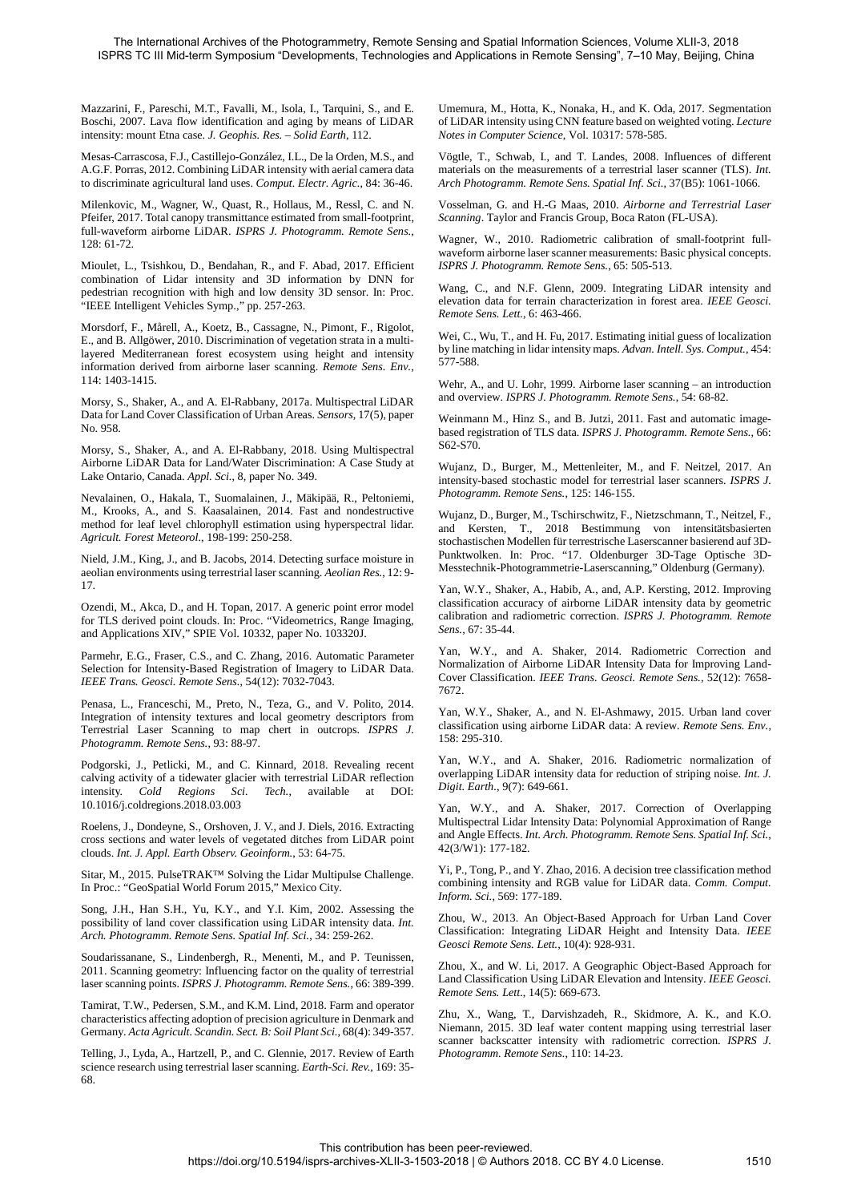Mazzarini, F., Pareschi, M.T., Favalli, M., Isola, I., Tarquini, S., and E. Boschi, 2007. Lava flow identification and aging by means of LiDAR intensity: mount Etna case. *J. Geophis. Res. – Solid Earth*, 112.

Mesas-Carrascosa, F.J., Castillejo-González, I.L., De la Orden, M.S., and A.G.F. Porras, 2012. Combining LiDAR intensity with aerial camera data to discriminate agricultural land uses. *Comput. Electr. Agric.*, 84: 36-46.

Milenkovic, M., Wagner, W., Quast, R., Hollaus, M., Ressl, C. and N. Pfeifer, 2017. Total canopy transmittance estimated from small-footprint, full-waveform airborne LiDAR. *ISPRS J. Photogramm. Remote Sens.*, 128: 61-72.

Mioulet, L., Tsishkou, D., Bendahan, R., and F. Abad, 2017. Efficient combination of Lidar intensity and 3D information by DNN for pedestrian recognition with high and low density 3D sensor. In: Proc. "IEEE Intelligent Vehicles Symp.," pp. 257-263.

Morsdorf, F., Mårell, A., Koetz, B., Cassagne, N., Pimont, F., Rigolot, E., and B. Allgöwer, 2010. Discrimination of vegetation strata in a multi-layered Mediterranean forest ecosystem using height and intensity information derived from airborne laser scanning. *Remote Sens. Env.*, 114: 1403-1415.

Morsy, S., Shaker, A., and A. El-Rabbany, 2017a. Multispectral LiDAR Data for Land Cover Classification of Urban Areas. *Sensors*, 17(5), paper No. 958.

Morsy, S., Shaker, A., and A. El-Rabbany, 2018. Using Multispectral Airborne LiDAR Data for Land/Water Discrimination: A Case Study at Lake Ontario, Canada. *Appl. Sci.*, 8, paper No. 349.

Nevalainen, O., Hakala, T., Suomalainen, J., Mäkipää, R., Peltoniemi, M., Krooks, A., and S. Kaasalainen, 2014. Fast and nondestructive method for leaf level chlorophyll estimation using hyperspectral lidar. *Agricult. Forest Meteorol.*, 198-199: 250-258.

Nield, J.M., King, J., and B. Jacobs, 2014. Detecting surface moisture in aeolian environments using terrestrial laser scanning. *Aeolian Res.*, 12: 9-17.

Ozendi, M., Akca, D., and H. Topan, 2017. A generic point error model for TLS derived point clouds. In: Proc. "Videometrics, Range Imaging, and Applications XIV," SPIE Vol. 10332, paper No. 103320J.

Parmehr, E.G., Fraser, C.S., and C. Zhang, 2016. Automatic Parameter Selection for Intensity-Based Registration of Imagery to LiDAR Data. *IEEE Trans. Geosci. Remote Sens.*, 54(12): 7032-7043.

Penasa, L., Franceschi, M., Preto, N., Teza, G., and V. Polito, 2014. Integration of intensity textures and local geometry descriptors from Terrestrial Laser Scanning to map chert in outcrops. *ISPRS J. Photogramm. Remote Sens.*, 93: 88-97.

Podgorski, J., Petlicki, M., and C. Kinnard, 2018. Revealing recent calving activity of a tidewater glacier with terrestrial LiDAR reflection intensity. *Cold Regions Sci. Tech.*, available at DOI: 10.1016/j.coldregions.2018.03.003

Roelens, J., Dondeyne, S., Orshoven, J. V., and J. Diels, 2016. Extracting cross sections and water levels of vegetated ditches from LiDAR point clouds. *Int. J. Appl. Earth Observ. Geoinform.*, 53: 64-75.

Sitar, M., 2015. PulseTRAK™ Solving the Lidar Multipulse Challenge. In Proc.: "GeoSpatial World Forum 2015," Mexico City.

Song, J.H., Han S.H., Yu, K.Y., and Y.I. Kim, 2002. Assessing the possibility of land cover classification using LiDAR intensity data. *Int. Arch. Photogramm. Remote Sens. Spatial Inf. Sci.*, 34: 259-262.

Soudarissanane, S., Lindenbergh, R., Menenti, M., and P. Teunissen, 2011. Scanning geometry: Influencing factor on the quality of terrestrial laser scanning points. *ISPRS J. Photogramm. Remote Sens.*, 66: 389-399.

Tamirat, T.W., Pedersen, S.M., and K.M. Lind, 2018. Farm and operator characteristics affecting adoption of precision agriculture in Denmark and Germany. *Acta Agricult. Scandin. Sect. B: Soil Plant Sci.*, 68(4): 349-357.

Telling, J., Lyda, A., Hartzell, P., and C. Glennie, 2017. Review of Earth science research using terrestrial laser scanning. *Earth-Sci. Rev.*, 169: 35-68.

Umemura, M., Hotta, K., Nonaka, H., and K. Oda, 2017. Segmentation of LiDAR intensity using CNN feature based on weighted voting. *Lecture Notes in Computer Science*, Vol. 10317: 578-585.

Vögtle, T., Schwab, I., and T. Landes, 2008. Influences of different materials on the measurements of a terrestrial laser scanner (TLS). *Int. Arch Photogramm. Remote Sens. Spatial Inf. Sci.*, 37(B5): 1061-1066.

Vosselman, G. and H.-G Maas, 2010. *Airborne and Terrestrial Laser Scanning*. Taylor and Francis Group, Boca Raton (FL-USA).

Wagner, W., 2010. Radiometric calibration of small-footprint full-waveform airborne laser scanner measurements: Basic physical concepts. *ISPRS J. Photogramm. Remote Sens.*, 65: 505-513.

Wang, C., and N.F. Glenn, 2009. Integrating LiDAR intensity and elevation data for terrain characterization in forest area. *IEEE Geosci. Remote Sens. Lett.*, 6: 463-466.

Wei, C., Wu, T., and H. Fu, 2017. Estimating initial guess of localization by line matching in lidar intensity maps. *Advan. Intell. Sys. Comput.*, 454: 577-588.

Wehr, A., and U. Lohr, 1999. Airborne laser scanning – an introduction and overview. *ISPRS J. Photogramm. Remote Sens.*, 54: 68-82.

Weinmann M., Hinz S., and B. Jutzi, 2011. Fast and automatic image-based registration of TLS data. *ISPRS J. Photogramm. Remote Sens.*, 66: S62-S70.

Wujanz, D., Burger, M., Mettenleiter, M., and F. Neitzel, 2017. An intensity-based stochastic model for terrestrial laser scanners. *ISPRS J. Photogramm. Remote Sens.*, 125: 146-155.

Wujanz, D., Burger, M., Tschirschwitz, F., Nietzschmann, T., Neitzel, F., and Kersten, T., 2018 Bestimmung von intensitätsbasierten stochastischen Modellen für terrestrische Laserscanner basierend auf 3D-Punktwolken. In: Proc. "17. Oldenburger 3D-Tage Optische 3D-Messtechnik-Photogrammetrie-Laserscanning," Oldenburg (Germany).

Yan, W.Y., Shaker, A., Habib, A., and, A.P. Kersting, 2012. Improving classification accuracy of airborne LiDAR intensity data by geometric calibration and radiometric correction. *ISPRS J. Photogramm. Remote Sens.*, 67: 35-44.

Yan, W.Y., and A. Shaker, 2014. Radiometric Correction and Normalization of Airborne LiDAR Intensity Data for Improving Land-Cover Classification. *IEEE Trans. Geosci. Remote Sens.*, 52(12): 7658-7672.

Yan, W.Y., Shaker, A., and N. El-Ashmawy, 2015. Urban land cover classification using airborne LiDAR data: A review. *Remote Sens. Env.*, 158: 295-310.

Yan, W.Y., and A. Shaker, 2016. Radiometric normalization of overlapping LiDAR intensity data for reduction of striping noise. *Int. J. Digit. Earth.*, 9(7): 649-661.

Yan, W.Y., and A. Shaker, 2017. Correction of Overlapping Multispectral Lidar Intensity Data: Polynomial Approximation of Range and Angle Effects. *Int. Arch. Photogramm. Remote Sens. Spatial Inf. Sci.*, 42(3/W1): 177-182.

Yi, P., Tong, P., and Y. Zhao, 2016. A decision tree classification method combining intensity and RGB value for LiDAR data. *Comm. Comput. Inform. Sci.*, 569: 177-189.

Zhou, W., 2013. An Object-Based Approach for Urban Land Cover Classification: Integrating LiDAR Height and Intensity Data. *IEEE Geosci Remote Sens. Lett.*, 10(4): 928-931.

Zhou, X., and W. Li, 2017. A Geographic Object-Based Approach for Land Classification Using LiDAR Elevation and Intensity. *IEEE Geosci. Remote Sens. Lett.*, 14(5): 669-673.

Zhu, X., Wang, T., Darvishzadeh, R., Skidmore, A. K., and K.O. Niemann, 2015. 3D leaf water content mapping using terrestrial laser scanner backscatter intensity with radiometric correction. *ISPRS J. Photogramm. Remote Sens.*, 110: 14-23.